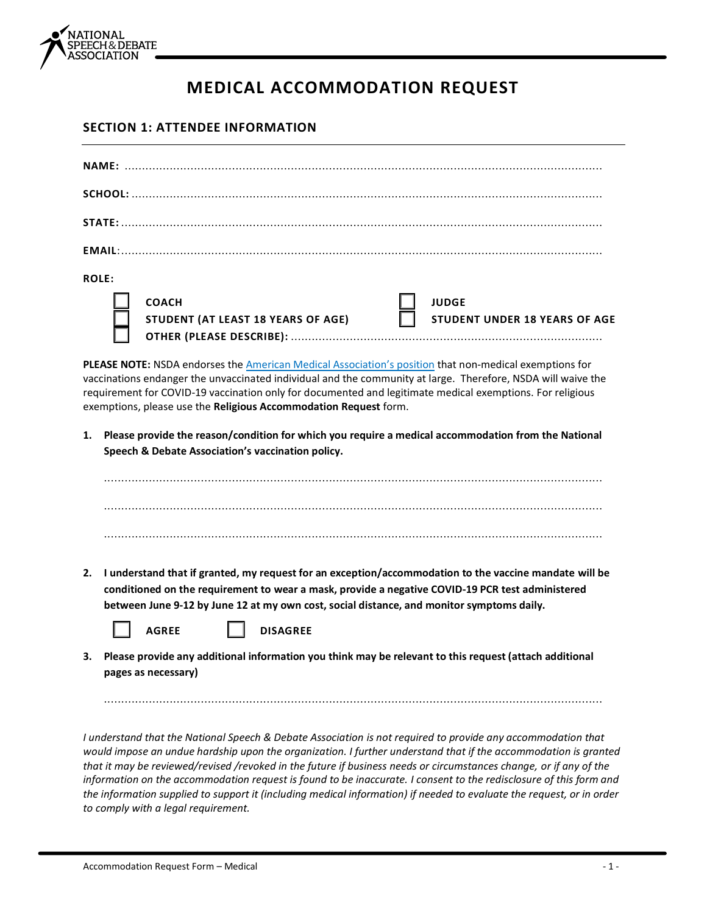# MEDICAL ACCOMMODATION REQUEST

## SECTION 1: ATTENDEE INFORMATION

**NAME:** ..........................................................................................................................................

**SCHOOL:** .......................................................................................................................................

**STATE:** ..........................................................................................................................................

**EMAIL:** ..........................................................................................................................................

**ROLE:**

- ☐ **COACH**
- ☐ **JUDGE**
- ☐ **STUDENT (AT LEAST 18 YEARS OF AGE)**
- ☐ **STUDENT UNDER 18 YEARS OF AGE**
- ☐ **OTHER (PLEASE DESCRIBE):** ..........................................................................................

**PLEASE NOTE:** NSDA endorses the [American Medical Association's position]() that non-medical exemptions for vaccinations endanger the unvaccinated individual and the community at large. Therefore, NSDA will waive the requirement for COVID-19 vaccination only for documented and legitimate medical exemptions. For religious exemptions, please use the **Religious Accommodation Request** form.

1. **Please provide the reason/condition for which you require a medical accommodation from the National Speech & Debate Association's vaccination policy.**

   ..................................................................................................................................................

   ..................................................................................................................................................

   ..................................................................................................................................................

2. **I understand that if granted, my request for an exception/accommodation to the vaccine mandate will be conditioned on the requirement to wear a mask, provide a negative COVID-19 PCR test administered between June 9-12 by June 12 at my own cost, social distance, and monitor symptoms daily.**

   ☐ **AGREE** ☐ **DISAGREE**

3. **Please provide any additional information you think may be relevant to this request (attach additional pages as necessary)**

   ..................................................................................................................................................

*I understand that the National Speech & Debate Association is not required to provide any accommodation that would impose an undue hardship upon the organization. I further understand that if the accommodation is granted that it may be reviewed/revised /revoked in the future if business needs or circumstances change, or if any of the information on the accommodation request is found to be inaccurate. I consent to the redisclosure of this form and the information supplied to support it (including medical information) if needed to evaluate the request, or in order to comply with a legal requirement.*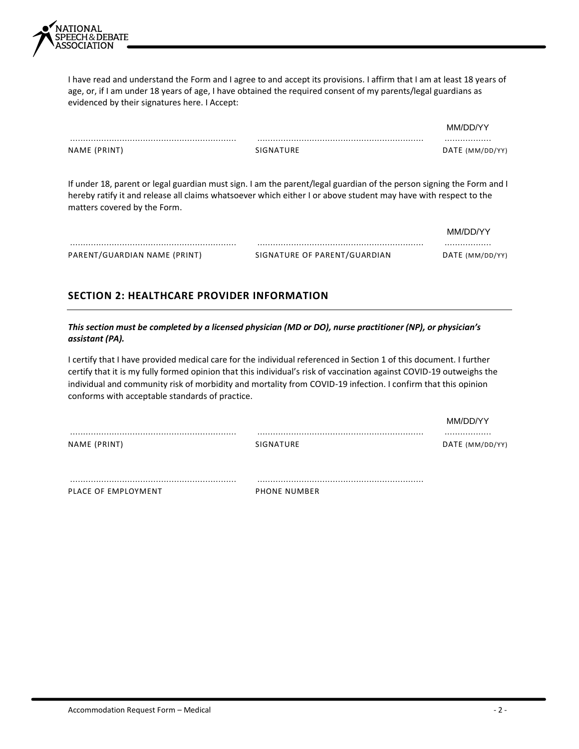I have read and understand the Form and I agree to and accept its provisions. I affirm that I am at least 18 years of age, or, if I am under 18 years of age, I have obtained the required consent of my parents/legal guardians as evidenced by their signatures here. I Accept:

| | | MM/DD/YY |
|---|---|---|
| ................................................................ | ................................................................ | .................. |
| NAME (PRINT) | SIGNATURE | DATE (MM/DD/YY) |

If under 18, parent or legal guardian must sign. I am the parent/legal guardian of the person signing the Form and I hereby ratify it and release all claims whatsoever which either I or above student may have with respect to the matters covered by the Form.

| | | MM/DD/YY |
|---|---|---|
| ................................................................ | ................................................................ | .................. |
| PARENT/GUARDIAN NAME (PRINT) | SIGNATURE OF PARENT/GUARDIAN | DATE (MM/DD/YY) |

## SECTION 2: HEALTHCARE PROVIDER INFORMATION

***This section must be completed by a licensed physician (MD or DO), nurse practitioner (NP), or physician's assistant (PA).***

I certify that I have provided medical care for the individual referenced in Section 1 of this document. I further certify that it is my fully formed opinion that this individual's risk of vaccination against COVID-19 outweighs the individual and community risk of morbidity and mortality from COVID-19 infection. I confirm that this opinion conforms with acceptable standards of practice.

| | | MM/DD/YY |
|---|---|---|
| ................................................................ | ................................................................ | .................. |
| NAME (PRINT) | SIGNATURE | DATE (MM/DD/YY) |

| | |
|---|---|
| ................................................................ | ................................................................ |
| PLACE OF EMPLOYMENT | PHONE NUMBER |